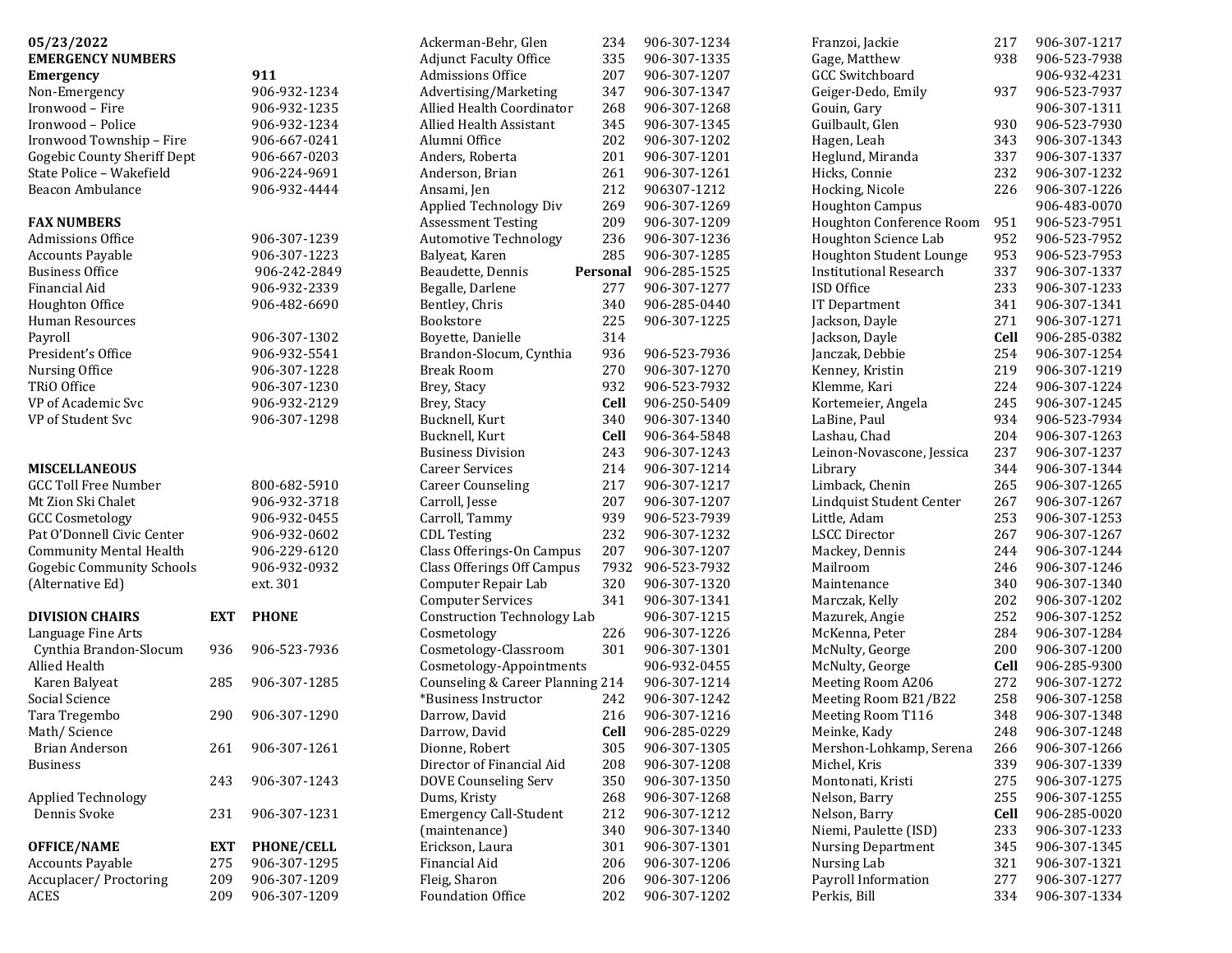**05/23/2022**

## EMERGENCY NUMBERS

| | |
|---|---|
| **Emergency** | **911** |
| Non-Emergency | 906-932-1234 |
| Ironwood – Fire | 906-932-1235 |
| Ironwood – Police | 906-932-1234 |
| Ironwood Township – Fire | 906-667-0241 |
| Gogebic County Sheriff Dept | 906-667-0203 |
| State Police – Wakefield | 906-224-9691 |
| Beacon Ambulance | 906-932-4444 |

## FAX NUMBERS

| | |
|---|---|
| Admissions Office | 906-307-1239 |
| Accounts Payable | 906-307-1223 |
| Business Office | 906-242-2849 |
| Financial Aid | 906-932-2339 |
| Houghton Office | 906-482-6690 |
| Human Resources | |
| Payroll | 906-307-1302 |
| President's Office | 906-932-5541 |
| Nursing Office | 906-307-1228 |
| TRiO Office | 906-307-1230 |
| VP of Academic Svc | 906-932-2129 |
| VP of Student Svc | 906-307-1298 |

## MISCELLANEOUS

| | |
|---|---|
| GCC Toll Free Number | 800-682-5910 |
| Mt Zion Ski Chalet | 906-932-3718 |
| GCC Cosmetology | 906-932-0455 |
| Pat O'Donnell Civic Center | 906-932-0602 |
| Community Mental Health | 906-229-6120 |
| Gogebic Community Schools (Alternative Ed) | 906-932-0932 ext. 301 |

## DIVISION CHAIRS

| DIVISION CHAIRS | EXT | PHONE |
|---|---|---|
| Language Fine Arts | | |
| Cynthia Brandon-Slocum | 936 | 906-523-7936 |
| Allied Health | | |
| Karen Balyeat | 285 | 906-307-1285 |
| Social Science | | |
| Tara Tregembo | 290 | 906-307-1290 |
| Math/ Science | | |
| Brian Anderson | 261 | 906-307-1261 |
| Business | | |
| | 243 | 906-307-1243 |
| Applied Technology | | |
| Dennis Svoke | 231 | 906-307-1231 |

## OFFICE/NAME

| OFFICE/NAME | EXT | PHONE/CELL |
|---|---|---|
| Accounts Payable | 275 | 906-307-1295 |
| Accuplacer/ Proctoring | 209 | 906-307-1209 |
| ACES | 209 | 906-307-1209 |
| Ackerman-Behr, Glen | 234 | 906-307-1234 |
| Adjunct Faculty Office | 335 | 906-307-1335 |
| Admissions Office | 207 | 906-307-1207 |
| Advertising/Marketing | 347 | 906-307-1347 |
| Allied Health Coordinator | 268 | 906-307-1268 |
| Allied Health Assistant | 345 | 906-307-1345 |
| Alumni Office | 202 | 906-307-1202 |
| Anders, Roberta | 201 | 906-307-1201 |
| Anderson, Brian | 261 | 906-307-1261 |
| Ansami, Jen | 212 | 906307-1212 |
| Applied Technology Div | 269 | 906-307-1269 |
| Assessment Testing | 209 | 906-307-1209 |
| Automotive Technology | 236 | 906-307-1236 |
| Balyeat, Karen | 285 | 906-307-1285 |
| Beaudette, Dennis | **Personal** | 906-285-1525 |
| Begalle, Darlene | 277 | 906-307-1277 |
| Bentley, Chris | 340 | 906-285-0440 |
| Bookstore | 225 | 906-307-1225 |
| Boyette, Danielle | 314 | |
| Brandon-Slocum, Cynthia | 936 | 906-523-7936 |
| Break Room | 270 | 906-307-1270 |
| Brey, Stacy | 932 | 906-523-7932 |
| Brey, Stacy | **Cell** | 906-250-5409 |
| Bucknell, Kurt | 340 | 906-307-1340 |
| Bucknell, Kurt | **Cell** | 906-364-5848 |
| Business Division | 243 | 906-307-1243 |
| Career Services | 214 | 906-307-1214 |
| Career Counseling | 217 | 906-307-1217 |
| Carroll, Jesse | 207 | 906-307-1207 |
| Carroll, Tammy | 939 | 906-523-7939 |
| CDL Testing | 232 | 906-307-1232 |
| Class Offerings-On Campus | 207 | 906-307-1207 |
| Class Offerings Off Campus | 7932 | 906-523-7932 |
| Computer Repair Lab | 320 | 906-307-1320 |
| Computer Services | 341 | 906-307-1341 |
| Construction Technology Lab | | 906-307-1215 |
| Cosmetology | 226 | 906-307-1226 |
| Cosmetology-Classroom | 301 | 906-307-1301 |
| Cosmetology-Appointments | | 906-932-0455 |
| Counseling & Career Planning | 214 | 906-307-1214 |
| *Business Instructor | 242 | 906-307-1242 |
| Darrow, David | 216 | 906-307-1216 |
| Darrow, David | **Cell** | 906-285-0229 |
| Dionne, Robert | 305 | 906-307-1305 |
| Director of Financial Aid | 208 | 906-307-1208 |
| DOVE Counseling Serv | 350 | 906-307-1350 |
| Dums, Kristy | 268 | 906-307-1268 |
| Emergency Call-Student | 212 | 906-307-1212 |
| (maintenance) | 340 | 906-307-1340 |
| Erickson, Laura | 301 | 906-307-1301 |
| Financial Aid | 206 | 906-307-1206 |
| Fleig, Sharon | 206 | 906-307-1206 |
| Foundation Office | 202 | 906-307-1202 |
| Franzoi, Jackie | 217 | 906-307-1217 |
| Gage, Matthew | 938 | 906-523-7938 |
| GCC Switchboard | | 906-932-4231 |
| Geiger-Dedo, Emily | 937 | 906-523-7937 |
| Gouin, Gary | | 906-307-1311 |
| Guilbault, Glen | 930 | 906-523-7930 |
| Hagen, Leah | 343 | 906-307-1343 |
| Heglund, Miranda | 337 | 906-307-1337 |
| Hicks, Connie | 232 | 906-307-1232 |
| Hocking, Nicole | 226 | 906-307-1226 |
| Houghton Campus | | 906-483-0070 |
| Houghton Conference Room | 951 | 906-523-7951 |
| Houghton Science Lab | 952 | 906-523-7952 |
| Houghton Student Lounge | 953 | 906-523-7953 |
| Institutional Research | 337 | 906-307-1337 |
| ISD Office | 233 | 906-307-1233 |
| IT Department | 341 | 906-307-1341 |
| Jackson, Dayle | 271 | 906-307-1271 |
| Jackson, Dayle | **Cell** | 906-285-0382 |
| Janczak, Debbie | 254 | 906-307-1254 |
| Kenney, Kristin | 219 | 906-307-1219 |
| Klemme, Kari | 224 | 906-307-1224 |
| Kortemeier, Angela | 245 | 906-307-1245 |
| LaBine, Paul | 934 | 906-523-7934 |
| Lashau, Chad | 204 | 906-307-1263 |
| Leinon-Novascone, Jessica | 237 | 906-307-1237 |
| Library | 344 | 906-307-1344 |
| Limback, Chenin | 265 | 906-307-1265 |
| Lindquist Student Center | 267 | 906-307-1267 |
| Little, Adam | 253 | 906-307-1253 |
| LSCC Director | 267 | 906-307-1267 |
| Mackey, Dennis | 244 | 906-307-1244 |
| Mailroom | 246 | 906-307-1246 |
| Maintenance | 340 | 906-307-1340 |
| Marczak, Kelly | 202 | 906-307-1202 |
| Mazurek, Angie | 252 | 906-307-1252 |
| McKenna, Peter | 284 | 906-307-1284 |
| McNulty, George | 200 | 906-307-1200 |
| McNulty, George | **Cell** | 906-285-9300 |
| Meeting Room A206 | 272 | 906-307-1272 |
| Meeting Room B21/B22 | 258 | 906-307-1258 |
| Meeting Room T116 | 348 | 906-307-1348 |
| Meinke, Kady | 248 | 906-307-1248 |
| Mershon-Lohkamp, Serena | 266 | 906-307-1266 |
| Michel, Kris | 339 | 906-307-1339 |
| Montonati, Kristi | 275 | 906-307-1275 |
| Nelson, Barry | 255 | 906-307-1255 |
| Nelson, Barry | **Cell** | 906-285-0020 |
| Niemi, Paulette (ISD) | 233 | 906-307-1233 |
| Nursing Department | 345 | 906-307-1345 |
| Nursing Lab | 321 | 906-307-1321 |
| Payroll Information | 277 | 906-307-1277 |
| Perkis, Bill | 334 | 906-307-1334 |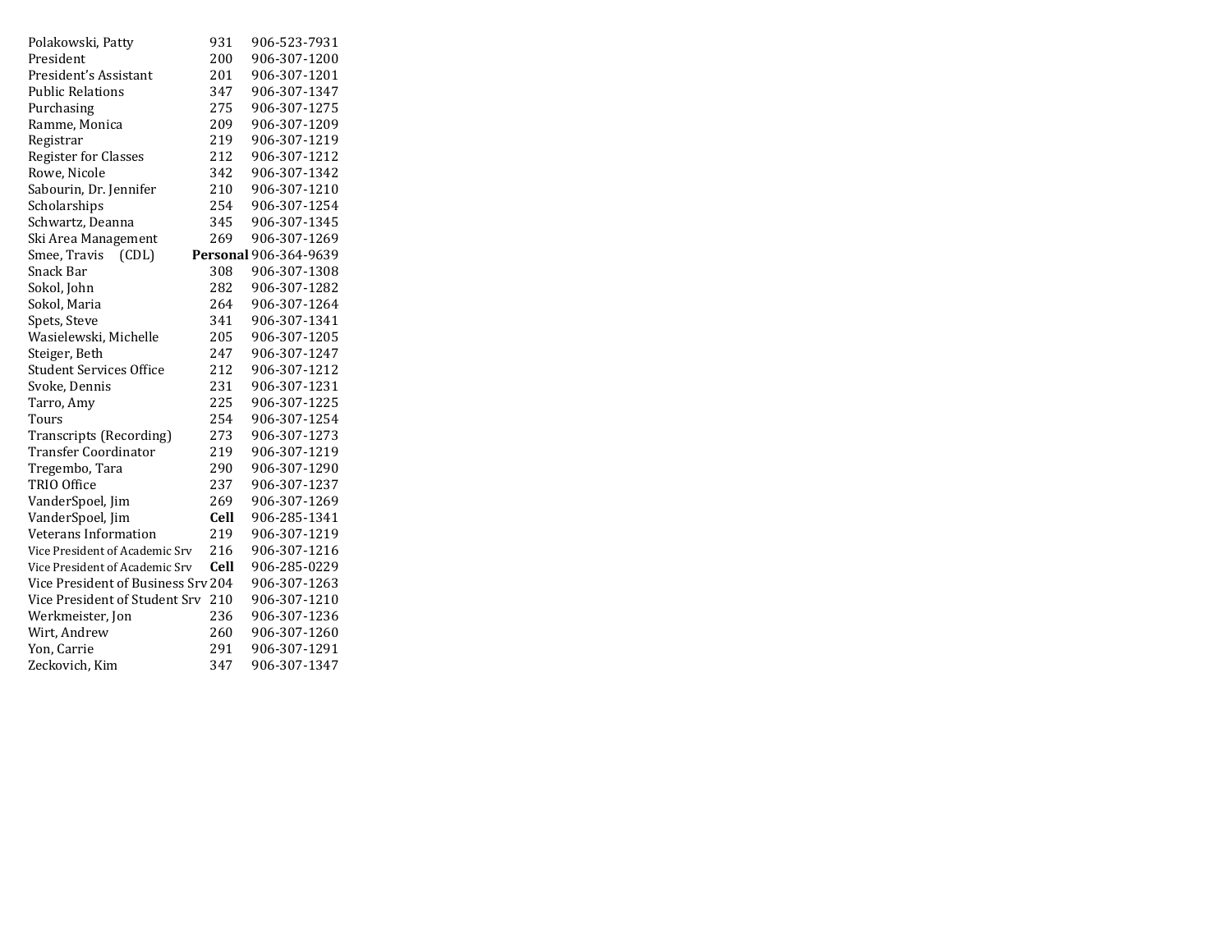| | | |
|---|---|---|
| Polakowski, Patty | 931 | 906-523-7931 |
| President | 200 | 906-307-1200 |
| President's Assistant | 201 | 906-307-1201 |
| Public Relations | 347 | 906-307-1347 |
| Purchasing | 275 | 906-307-1275 |
| Ramme, Monica | 209 | 906-307-1209 |
| Registrar | 219 | 906-307-1219 |
| Register for Classes | 212 | 906-307-1212 |
| Rowe, Nicole | 342 | 906-307-1342 |
| Sabourin, Dr. Jennifer | 210 | 906-307-1210 |
| Scholarships | 254 | 906-307-1254 |
| Schwartz, Deanna | 345 | 906-307-1345 |
| Ski Area Management | 269 | 906-307-1269 |
| Smee, Travis (CDL) | **Personal** | 906-364-9639 |
| Snack Bar | 308 | 906-307-1308 |
| Sokol, John | 282 | 906-307-1282 |
| Sokol, Maria | 264 | 906-307-1264 |
| Spets, Steve | 341 | 906-307-1341 |
| Wasielewski, Michelle | 205 | 906-307-1205 |
| Steiger, Beth | 247 | 906-307-1247 |
| Student Services Office | 212 | 906-307-1212 |
| Svoke, Dennis | 231 | 906-307-1231 |
| Tarro, Amy | 225 | 906-307-1225 |
| Tours | 254 | 906-307-1254 |
| Transcripts (Recording) | 273 | 906-307-1273 |
| Transfer Coordinator | 219 | 906-307-1219 |
| Tregembo, Tara | 290 | 906-307-1290 |
| TRIO Office | 237 | 906-307-1237 |
| VanderSpoel, Jim | 269 | 906-307-1269 |
| VanderSpoel, Jim | **Cell** | 906-285-1341 |
| Veterans Information | 219 | 906-307-1219 |
| Vice President of Academic Srv | 216 | 906-307-1216 |
| Vice President of Academic Srv | **Cell** | 906-285-0229 |
| Vice President of Business Srv | 204 | 906-307-1263 |
| Vice President of Student Srv | 210 | 906-307-1210 |
| Werkmeister, Jon | 236 | 906-307-1236 |
| Wirt, Andrew | 260 | 906-307-1260 |
| Yon, Carrie | 291 | 906-307-1291 |
| Zeckovich, Kim | 347 | 906-307-1347 |